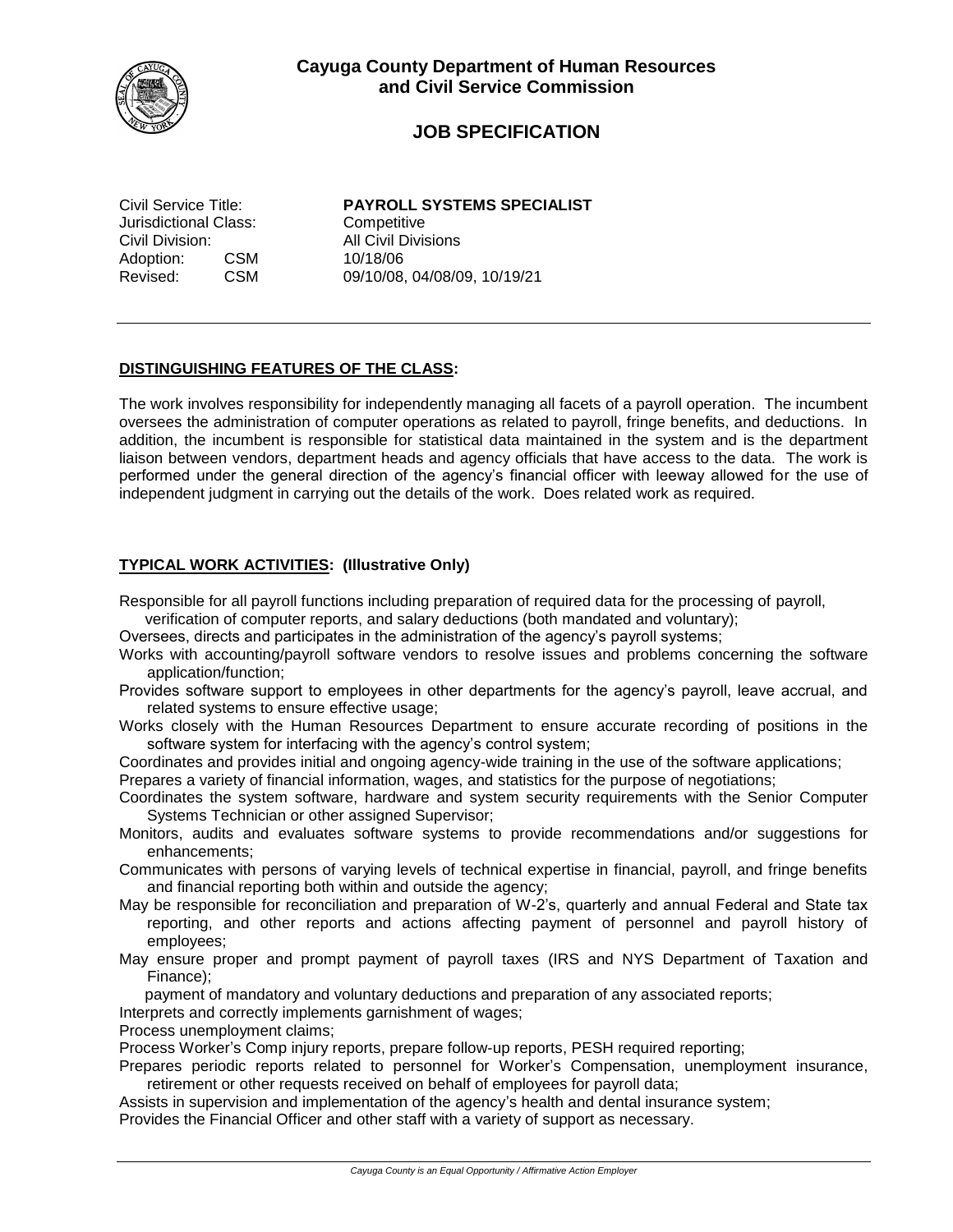## Cayuga County Department of Human Resources and Civil Service Commission

# JOB SPECIFICATION

Civil Service Title: **PAYROLL SYSTEMS SPECIALIST**
Jurisdictional Class: Competitive
Civil Division: All Civil Divisions
Adoption: CSM 10/18/06
Revised: CSM 09/10/08, 04/08/09, 10/19/21

---

## DISTINGUISHING FEATURES OF THE CLASS:

The work involves responsibility for independently managing all facets of a payroll operation. The incumbent oversees the administration of computer operations as related to payroll, fringe benefits, and deductions. In addition, the incumbent is responsible for statistical data maintained in the system and is the department liaison between vendors, department heads and agency officials that have access to the data. The work is performed under the general direction of the agency's financial officer with leeway allowed for the use of independent judgment in carrying out the details of the work. Does related work as required.

## TYPICAL WORK ACTIVITIES: (Illustrative Only)

Responsible for all payroll functions including preparation of required data for the processing of payroll, verification of computer reports, and salary deductions (both mandated and voluntary);
Oversees, directs and participates in the administration of the agency's payroll systems;
Works with accounting/payroll software vendors to resolve issues and problems concerning the software application/function;
Provides software support to employees in other departments for the agency's payroll, leave accrual, and related systems to ensure effective usage;
Works closely with the Human Resources Department to ensure accurate recording of positions in the software system for interfacing with the agency's control system;
Coordinates and provides initial and ongoing agency-wide training in the use of the software applications;
Prepares a variety of financial information, wages, and statistics for the purpose of negotiations;
Coordinates the system software, hardware and system security requirements with the Senior Computer Systems Technician or other assigned Supervisor;
Monitors, audits and evaluates software systems to provide recommendations and/or suggestions for enhancements;
Communicates with persons of varying levels of technical expertise in financial, payroll, and fringe benefits and financial reporting both within and outside the agency;
May be responsible for reconciliation and preparation of W-2's, quarterly and annual Federal and State tax reporting, and other reports and actions affecting payment of personnel and payroll history of employees;
May ensure proper and prompt payment of payroll taxes (IRS and NYS Department of Taxation and Finance);
payment of mandatory and voluntary deductions and preparation of any associated reports;
Interprets and correctly implements garnishment of wages;
Process unemployment claims;
Process Worker's Comp injury reports, prepare follow-up reports, PESH required reporting;
Prepares periodic reports related to personnel for Worker's Compensation, unemployment insurance, retirement or other requests received on behalf of employees for payroll data;
Assists in supervision and implementation of the agency's health and dental insurance system;
Provides the Financial Officer and other staff with a variety of support as necessary.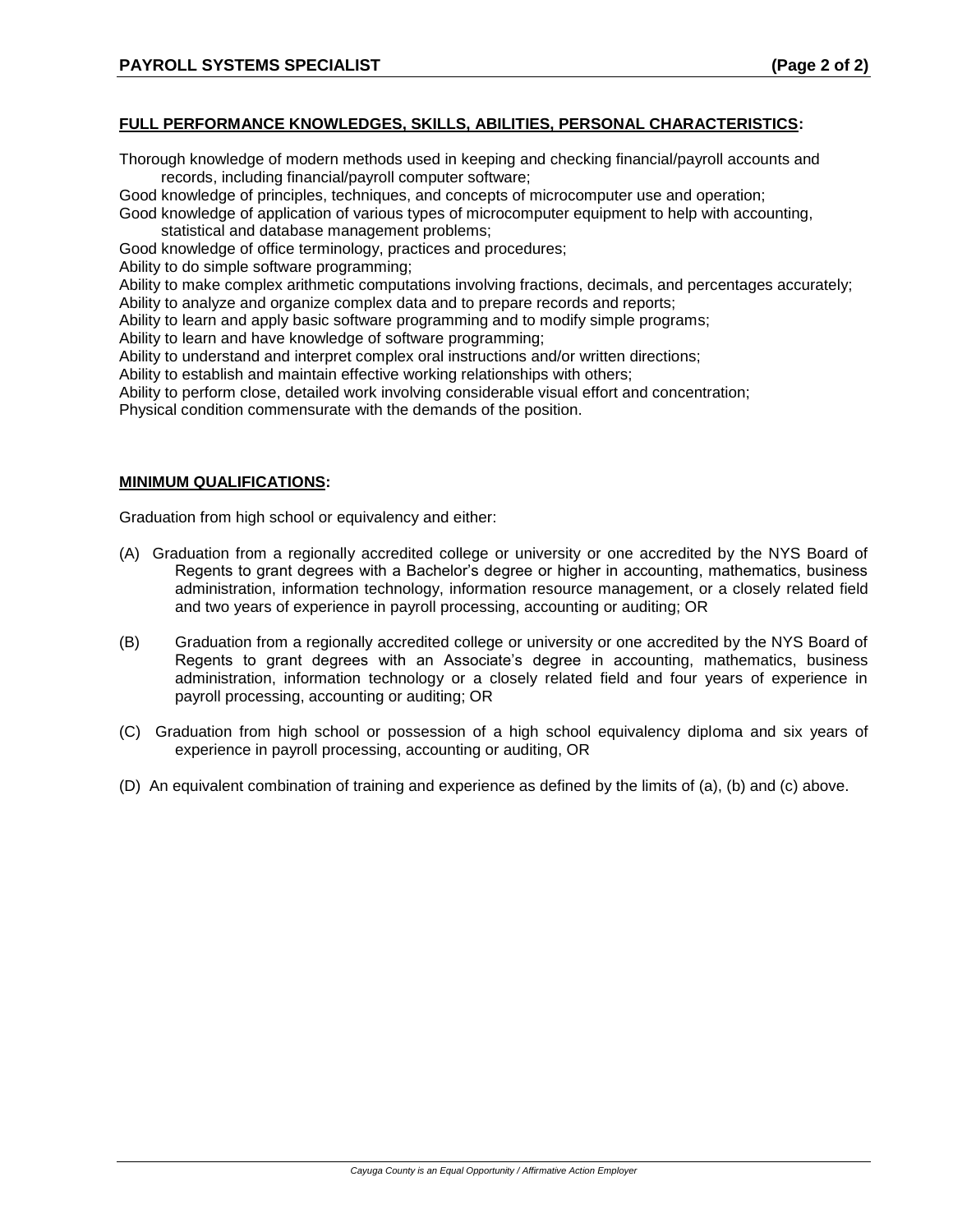**FULL PERFORMANCE KNOWLEDGES, SKILLS, ABILITIES, PERSONAL CHARACTERISTICS:**

Thorough knowledge of modern methods used in keeping and checking financial/payroll accounts and records, including financial/payroll computer software;
Good knowledge of principles, techniques, and concepts of microcomputer use and operation;
Good knowledge of application of various types of microcomputer equipment to help with accounting, statistical and database management problems;
Good knowledge of office terminology, practices and procedures;
Ability to do simple software programming;
Ability to make complex arithmetic computations involving fractions, decimals, and percentages accurately;
Ability to analyze and organize complex data and to prepare records and reports;
Ability to learn and apply basic software programming and to modify simple programs;
Ability to learn and have knowledge of software programming;
Ability to understand and interpret complex oral instructions and/or written directions;
Ability to establish and maintain effective working relationships with others;
Ability to perform close, detailed work involving considerable visual effort and concentration;
Physical condition commensurate with the demands of the position.

**MINIMUM QUALIFICATIONS:**

Graduation from high school or equivalency and either:

(A) Graduation from a regionally accredited college or university or one accredited by the NYS Board of Regents to grant degrees with a Bachelor's degree or higher in accounting, mathematics, business administration, information technology, information resource management, or a closely related field and two years of experience in payroll processing, accounting or auditing; OR

(B) Graduation from a regionally accredited college or university or one accredited by the NYS Board of Regents to grant degrees with an Associate's degree in accounting, mathematics, business administration, information technology or a closely related field and four years of experience in payroll processing, accounting or auditing; OR

(C) Graduation from high school or possession of a high school equivalency diploma and six years of experience in payroll processing, accounting or auditing, OR

(D) An equivalent combination of training and experience as defined by the limits of (a), (b) and (c) above.